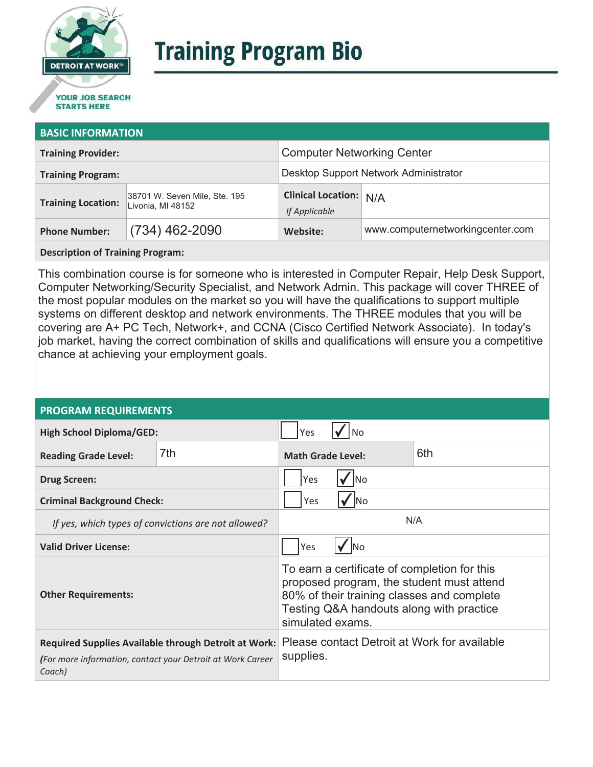# Training Program Bio

## BASIC INFORMATION

| | | | |
|---|---|---|---|
| **Training Provider:** | | Computer Networking Center | |
| **Training Program:** | | Desktop Support Network Administrator | |
| **Training Location:** | 38701 W. Seven Mile, Ste. 195 Livonia, MI 48152 | **Clinical Location:** *If Applicable* | N/A |
| **Phone Number:** | (734) 462-2090 | **Website:** | www.computernetworkingcenter.com |

**Description of Training Program:**

This combination course is for someone who is interested in Computer Repair, Help Desk Support, Computer Networking/Security Specialist, and Network Admin. This package will cover THREE of the most popular modules on the market so you will have the qualifications to support multiple systems on different desktop and network environments. The THREE modules that you will be covering are A+ PC Tech, Network+, and CCNA (Cisco Certified Network Associate). In today's job market, having the correct combination of skills and qualifications will ensure you a competitive chance at achieving your employment goals.

## PROGRAM REQUIREMENTS

| | | | |
|---|---|---|---|
| **High School Diploma/GED:** | | ☐ Yes ☑ No | |
| **Reading Grade Level:** | 7th | **Math Grade Level:** | 6th |
| **Drug Screen:** | | ☐ Yes ☑ No | |
| **Criminal Background Check:** | | ☐ Yes ☑ No | |
| *If yes, which types of convictions are not allowed?* | | N/A | |
| **Valid Driver License:** | | ☐ Yes ☑ No | |
| **Other Requirements:** | | To earn a certificate of completion for this proposed program, the student must attend 80% of their training classes and complete Testing Q&A handouts along with practice simulated exams. | |
| **Required Supplies Available through Detroit at Work:** *(For more information, contact your Detroit at Work Career Coach)* | | Please contact Detroit at Work for available supplies. | |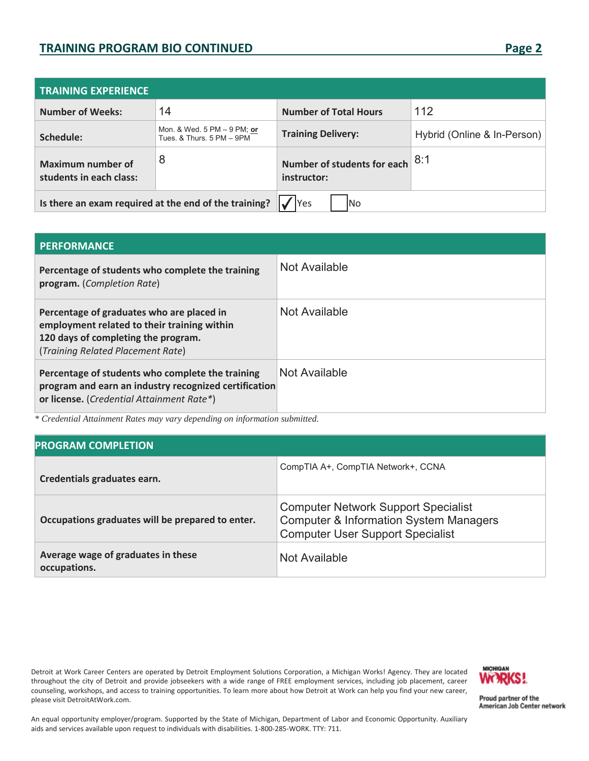## TRAINING PROGRAM BIO CONTINUED

| TRAINING EXPERIENCE | | | |
|---|---|---|---|
| **Number of Weeks:** | 14 | **Number of Total Hours** | 112 |
| **Schedule:** | Mon. & Wed. 5 PM – 9 PM; **or** Tues. & Thurs. 5 PM – 9PM | **Training Delivery:** | Hybrid (Online & In-Person) |
| **Maximum number of students in each class:** | 8 | **Number of students for each instructor:** | 8:1 |
| **Is there an exam required at the end of the training?** | ☑ Yes ☐ No | | |

| PERFORMANCE | |
|---|---|
| **Percentage of students who complete the training program.** (*Completion Rate*) | Not Available |
| **Percentage of graduates who are placed in employment related to their training within 120 days of completing the program.** (*Training Related Placement Rate*) | Not Available |
| **Percentage of students who complete the training program and earn an industry recognized certification or license.** (*Credential Attainment Rate**) | Not Available |

*\* Credential Attainment Rates may vary depending on information submitted.*

| PROGRAM COMPLETION | |
|---|---|
| **Credentials graduates earn.** | CompTIA A+, CompTIA Network+, CCNA |
| **Occupations graduates will be prepared to enter.** | Computer Network Support Specialist<br>Computer & Information System Managers<br>Computer User Support Specialist |
| **Average wage of graduates in these occupations.** | Not Available |

Detroit at Work Career Centers are operated by Detroit Employment Solutions Corporation, a Michigan Works! Agency. They are located throughout the city of Detroit and provide jobseekers with a wide range of FREE employment services, including job placement, career counseling, workshops, and access to training opportunities. To learn more about how Detroit at Work can help you find your new career, please visit DetroitAtWork.com.

MICHIGAN WORKS!
Proud partner of the American Job Center network

An equal opportunity employer/program. Supported by the State of Michigan, Department of Labor and Economic Opportunity. Auxiliary aids and services available upon request to individuals with disabilities. 1-800-285-WORK. TTY: 711.